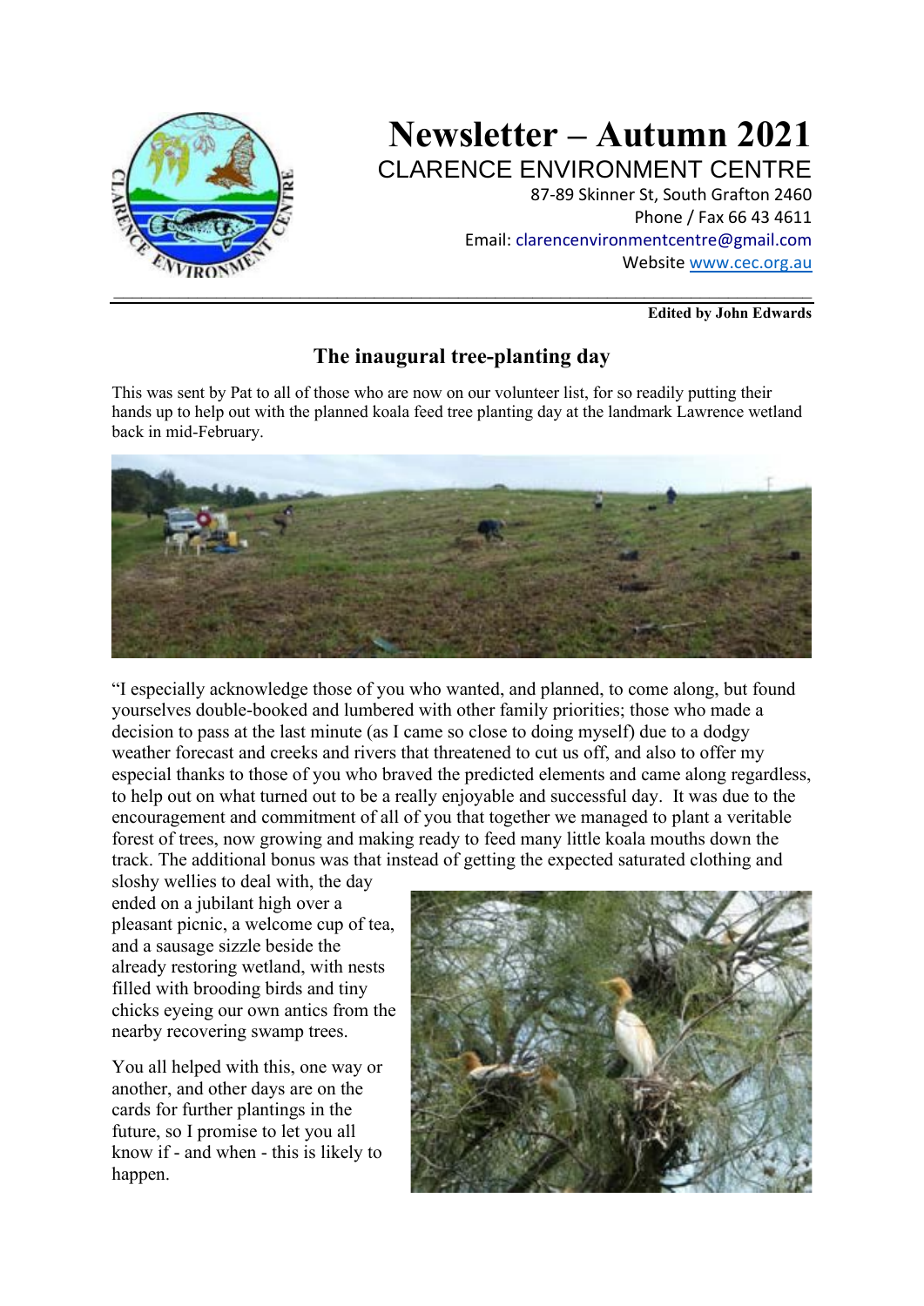# Newsletter – Autumn 2021

CLARENCE ENVIRONMENT CENTRE

87-89 Skinner St, South Grafton 2460
Phone / Fax 66 43 4611
Email: clarencenvironmentcentre@gmail.com
Website www.cec.org.au

**Edited by John Edwards**

## The inaugural tree-planting day

This was sent by Pat to all of those who are now on our volunteer list, for so readily putting their hands up to help out with the planned koala feed tree planting day at the landmark Lawrence wetland back in mid-February.

"I especially acknowledge those of you who wanted, and planned, to come along, but found yourselves double-booked and lumbered with other family priorities; those who made a decision to pass at the last minute (as I came so close to doing myself) due to a dodgy weather forecast and creeks and rivers that threatened to cut us off, and also to offer my especial thanks to those of you who braved the predicted elements and came along regardless, to help out on what turned out to be a really enjoyable and successful day. It was due to the encouragement and commitment of all of you that together we managed to plant a veritable forest of trees, now growing and making ready to feed many little koala mouths down the track. The additional bonus was that instead of getting the expected saturated clothing and sloshy wellies to deal with, the day ended on a jubilant high over a pleasant picnic, a welcome cup of tea, and a sausage sizzle beside the already restoring wetland, with nests filled with brooding birds and tiny chicks eyeing our own antics from the nearby recovering swamp trees.

You all helped with this, one way or another, and other days are on the cards for further plantings in the future, so I promise to let you all know if - and when - this is likely to happen.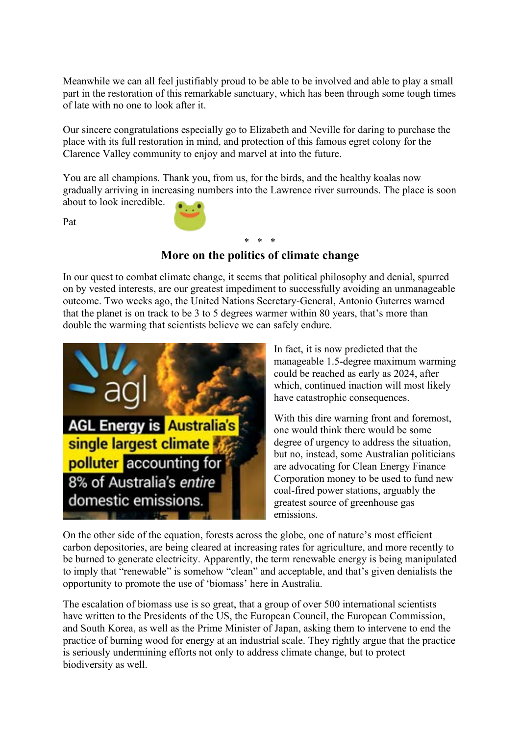Meanwhile we can all feel justifiably proud to be able to be involved and able to play a small part in the restoration of this remarkable sanctuary, which has been through some tough times of late with no one to look after it.

Our sincere congratulations especially go to Elizabeth and Neville for daring to purchase the place with its full restoration in mind, and protection of this famous egret colony for the Clarence Valley community to enjoy and marvel at into the future.

You are all champions. Thank you, from us, for the birds, and the healthy koalas now gradually arriving in increasing numbers into the Lawrence river surrounds. The place is soon about to look incredible.

Pat

\* \* \*

## More on the politics of climate change

In our quest to combat climate change, it seems that political philosophy and denial, spurred on by vested interests, are our greatest impediment to successfully avoiding an unmanageable outcome. Two weeks ago, the United Nations Secretary-General, Antonio Guterres warned that the planet is on track to be 3 to 5 degrees warmer within 80 years, that's more than double the warming that scientists believe we can safely endure.

In fact, it is now predicted that the manageable 1.5-degree maximum warming could be reached as early as 2024, after which, continued inaction will most likely have catastrophic consequences.

With this dire warning front and foremost, one would think there would be some degree of urgency to address the situation, but no, instead, some Australian politicians are advocating for Clean Energy Finance Corporation money to be used to fund new coal-fired power stations, arguably the greatest source of greenhouse gas emissions.

On the other side of the equation, forests across the globe, one of nature's most efficient carbon depositories, are being cleared at increasing rates for agriculture, and more recently to be burned to generate electricity. Apparently, the term renewable energy is being manipulated to imply that "renewable" is somehow "clean" and acceptable, and that's given denialists the opportunity to promote the use of 'biomass' here in Australia.

The escalation of biomass use is so great, that a group of over 500 international scientists have written to the Presidents of the US, the European Council, the European Commission, and South Korea, as well as the Prime Minister of Japan, asking them to intervene to end the practice of burning wood for energy at an industrial scale. They rightly argue that the practice is seriously undermining efforts not only to address climate change, but to protect biodiversity as well.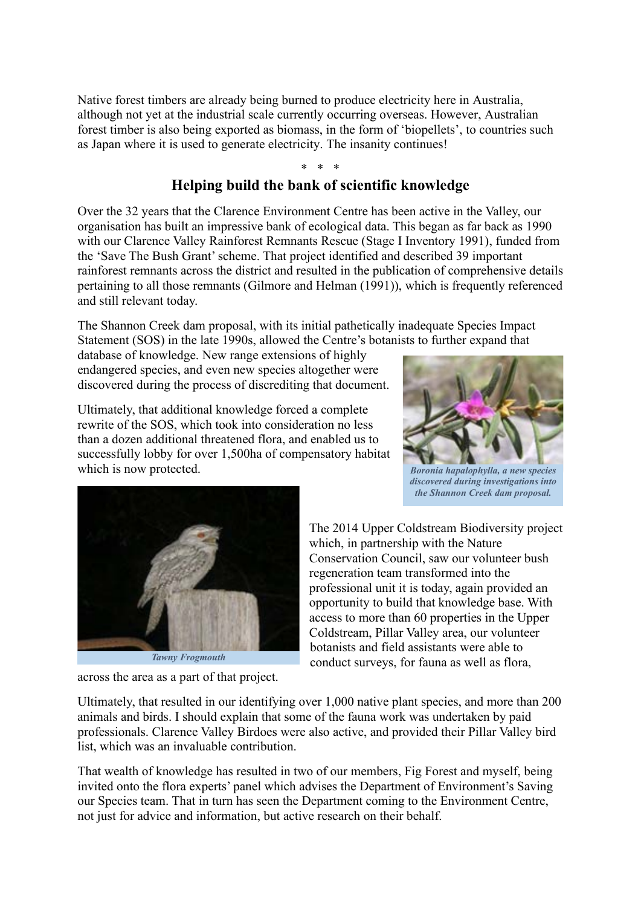Native forest timbers are already being burned to produce electricity here in Australia, although not yet at the industrial scale currently occurring overseas. However, Australian forest timber is also being exported as biomass, in the form of 'biopellets', to countries such as Japan where it is used to generate electricity. The insanity continues!

\* \* \*

## Helping build the bank of scientific knowledge

Over the 32 years that the Clarence Environment Centre has been active in the Valley, our organisation has built an impressive bank of ecological data. This began as far back as 1990 with our Clarence Valley Rainforest Remnants Rescue (Stage I Inventory 1991), funded from the 'Save The Bush Grant' scheme. That project identified and described 39 important rainforest remnants across the district and resulted in the publication of comprehensive details pertaining to all those remnants (Gilmore and Helman (1991)), which is frequently referenced and still relevant today.

The Shannon Creek dam proposal, with its initial pathetically inadequate Species Impact Statement (SOS) in the late 1990s, allowed the Centre's botanists to further expand that database of knowledge. New range extensions of highly endangered species, and even new species altogether were discovered during the process of discrediting that document.

Ultimately, that additional knowledge forced a complete rewrite of the SOS, which took into consideration no less than a dozen additional threatened flora, and enabled us to successfully lobby for over 1,500ha of compensatory habitat which is now protected.

***Boronia hapalophylla, a new species discovered during investigations into the Shannon Creek dam proposal.***

***Tawny Frogmouth***

The 2014 Upper Coldstream Biodiversity project which, in partnership with the Nature Conservation Council, saw our volunteer bush regeneration team transformed into the professional unit it is today, again provided an opportunity to build that knowledge base. With access to more than 60 properties in the Upper Coldstream, Pillar Valley area, our volunteer botanists and field assistants were able to conduct surveys, for fauna as well as flora, across the area as a part of that project.

Ultimately, that resulted in our identifying over 1,000 native plant species, and more than 200 animals and birds. I should explain that some of the fauna work was undertaken by paid professionals. Clarence Valley Birdoes were also active, and provided their Pillar Valley bird list, which was an invaluable contribution.

That wealth of knowledge has resulted in two of our members, Fig Forest and myself, being invited onto the flora experts' panel which advises the Department of Environment's Saving our Species team. That in turn has seen the Department coming to the Environment Centre, not just for advice and information, but active research on their behalf.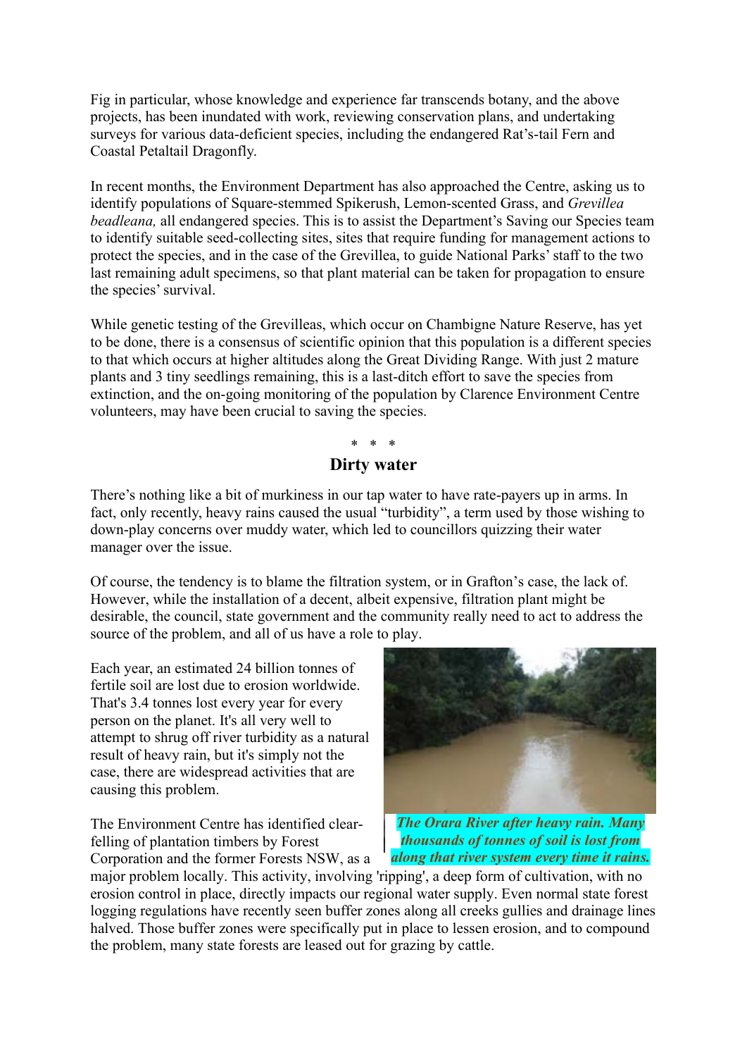Fig in particular, whose knowledge and experience far transcends botany, and the above projects, has been inundated with work, reviewing conservation plans, and undertaking surveys for various data-deficient species, including the endangered Rat's-tail Fern and Coastal Petaltail Dragonfly.

In recent months, the Environment Department has also approached the Centre, asking us to identify populations of Square-stemmed Spikerush, Lemon-scented Grass, and *Grevillea beadleana,* all endangered species. This is to assist the Department's Saving our Species team to identify suitable seed-collecting sites, sites that require funding for management actions to protect the species, and in the case of the Grevillea, to guide National Parks' staff to the two last remaining adult specimens, so that plant material can be taken for propagation to ensure the species' survival.

While genetic testing of the Grevilleas, which occur on Chambigne Nature Reserve, has yet to be done, there is a consensus of scientific opinion that this population is a different species to that which occurs at higher altitudes along the Great Dividing Range. With just 2 mature plants and 3 tiny seedlings remaining, this is a last-ditch effort to save the species from extinction, and the on-going monitoring of the population by Clarence Environment Centre volunteers, may have been crucial to saving the species.

\* \* \*

## Dirty water

There's nothing like a bit of murkiness in our tap water to have rate-payers up in arms. In fact, only recently, heavy rains caused the usual "turbidity", a term used by those wishing to down-play concerns over muddy water, which led to councillors quizzing their water manager over the issue.

Of course, the tendency is to blame the filtration system, or in Grafton's case, the lack of. However, while the installation of a decent, albeit expensive, filtration plant might be desirable, the council, state government and the community really need to act to address the source of the problem, and all of us have a role to play.

Each year, an estimated 24 billion tonnes of fertile soil are lost due to erosion worldwide. That's 3.4 tonnes lost every year for every person on the planet. It's all very well to attempt to shrug off river turbidity as a natural result of heavy rain, but it's simply not the case, there are widespread activities that are causing this problem.

***The Orara River after heavy rain. Many thousands of tonnes of soil is lost from along that river system every time it rains.***

The Environment Centre has identified clear-felling of plantation timbers by Forest Corporation and the former Forests NSW, as a major problem locally. This activity, involving 'ripping', a deep form of cultivation, with no erosion control in place, directly impacts our regional water supply. Even normal state forest logging regulations have recently seen buffer zones along all creeks gullies and drainage lines halved. Those buffer zones were specifically put in place to lessen erosion, and to compound the problem, many state forests are leased out for grazing by cattle.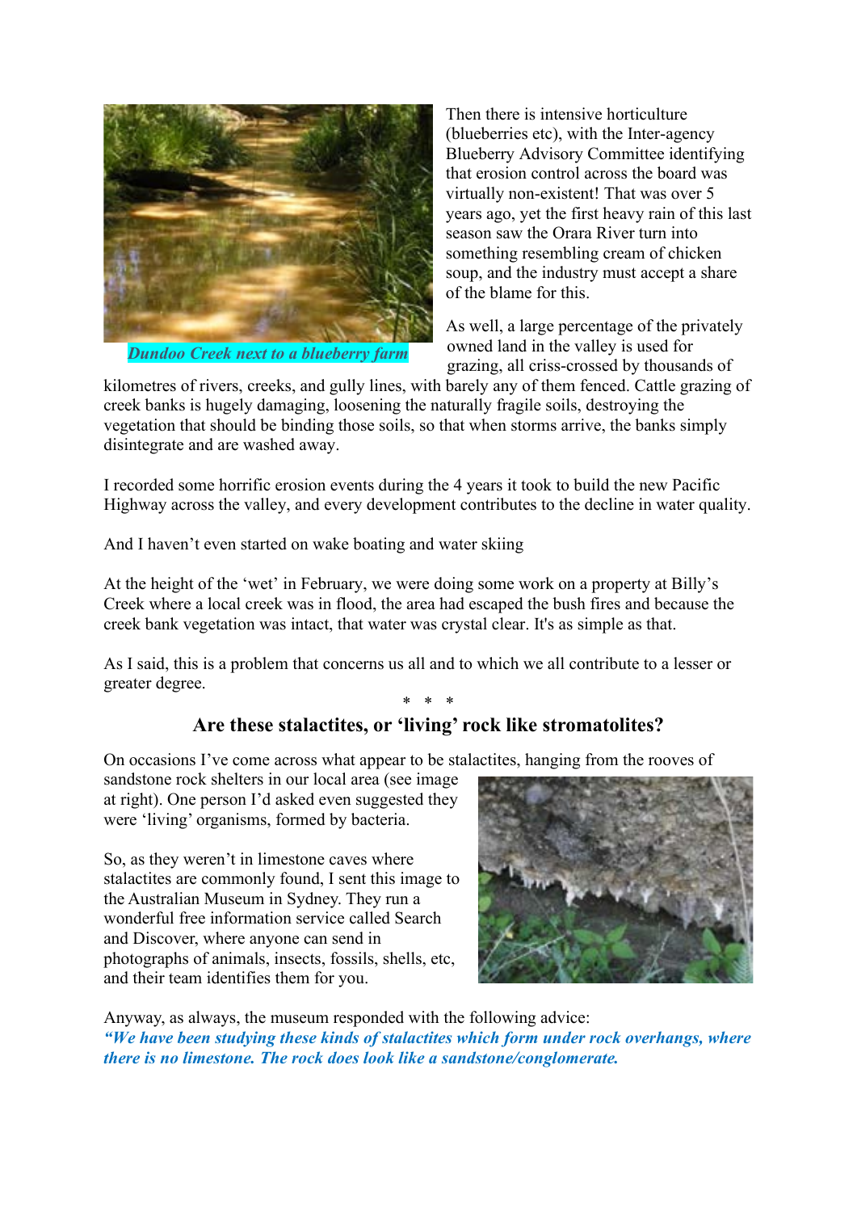Then there is intensive horticulture (blueberries etc), with the Inter-agency Blueberry Advisory Committee identifying that erosion control across the board was virtually non-existent! That was over 5 years ago, yet the first heavy rain of this last season saw the Orara River turn into something resembling cream of chicken soup, and the industry must accept a share of the blame for this.

*Dundoo Creek next to a blueberry farm*

As well, a large percentage of the privately owned land in the valley is used for grazing, all criss-crossed by thousands of kilometres of rivers, creeks, and gully lines, with barely any of them fenced. Cattle grazing of creek banks is hugely damaging, loosening the naturally fragile soils, destroying the vegetation that should be binding those soils, so that when storms arrive, the banks simply disintegrate and are washed away.

I recorded some horrific erosion events during the 4 years it took to build the new Pacific Highway across the valley, and every development contributes to the decline in water quality.

And I haven't even started on wake boating and water skiing

At the height of the 'wet' in February, we were doing some work on a property at Billy's Creek where a local creek was in flood, the area had escaped the bush fires and because the creek bank vegetation was intact, that water was crystal clear. It's as simple as that.

As I said, this is a problem that concerns us all and to which we all contribute to a lesser or greater degree.

\* \* \*

## Are these stalactites, or 'living' rock like stromatolites?

On occasions I've come across what appear to be stalactites, hanging from the rooves of sandstone rock shelters in our local area (see image at right). One person I'd asked even suggested they were 'living' organisms, formed by bacteria.

So, as they weren't in limestone caves where stalactites are commonly found, I sent this image to the Australian Museum in Sydney. They run a wonderful free information service called Search and Discover, where anyone can send in photographs of animals, insects, fossils, shells, etc, and their team identifies them for you.

Anyway, as always, the museum responded with the following advice:
***"We have been studying these kinds of stalactites which form under rock overhangs, where there is no limestone. The rock does look like a sandstone/conglomerate.***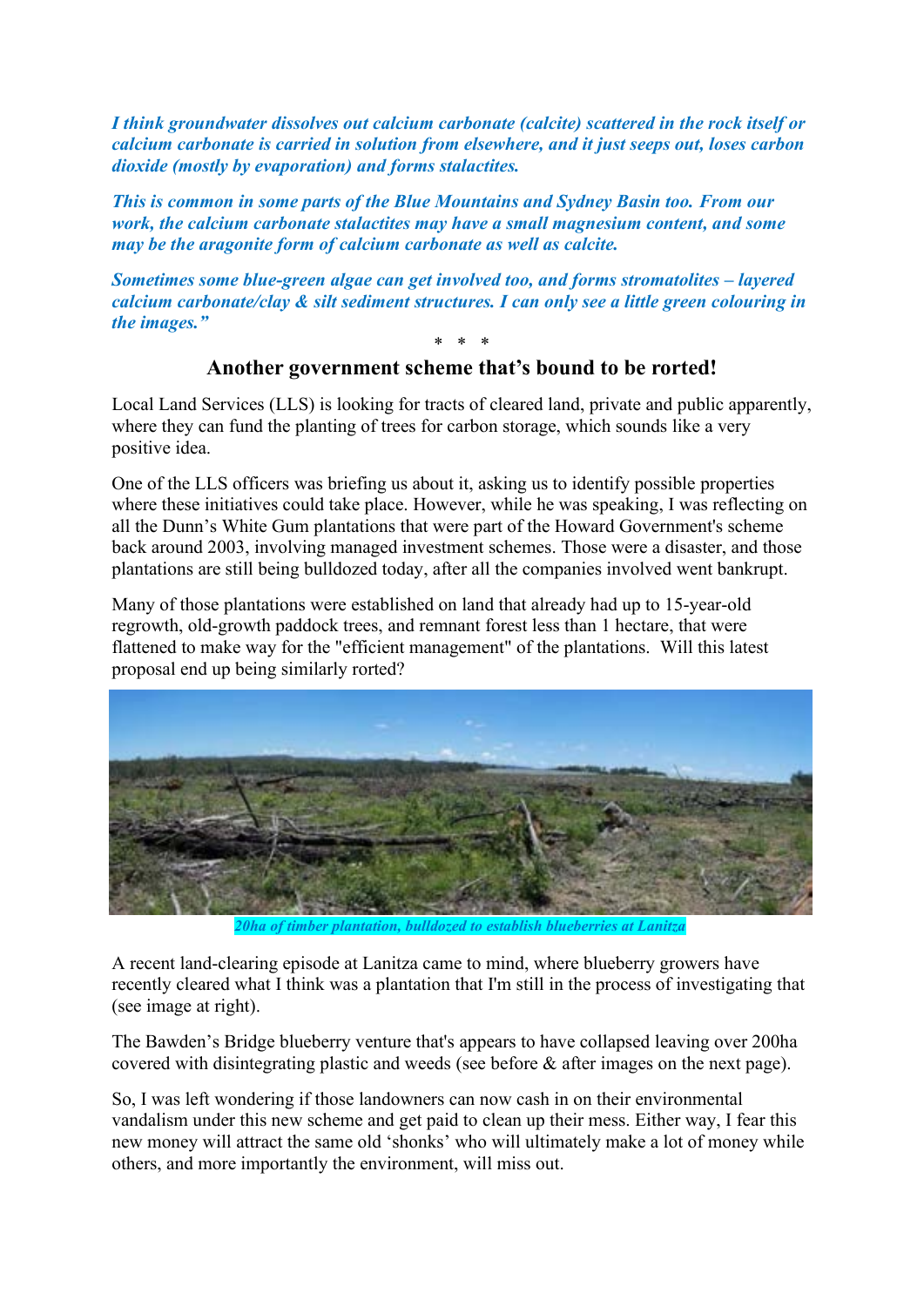***I think groundwater dissolves out calcium carbonate (calcite) scattered in the rock itself or calcium carbonate is carried in solution from elsewhere, and it just seeps out, loses carbon dioxide (mostly by evaporation) and forms stalactites.***

***This is common in some parts of the Blue Mountains and Sydney Basin too. From our work, the calcium carbonate stalactites may have a small magnesium content, and some may be the aragonite form of calcium carbonate as well as calcite.***

***Sometimes some blue-green algae can get involved too, and forms stromatolites – layered calcium carbonate/clay & silt sediment structures. I can only see a little green colouring in the images."***

\* \* \*

## Another government scheme that's bound to be rorted!

Local Land Services (LLS) is looking for tracts of cleared land, private and public apparently, where they can fund the planting of trees for carbon storage, which sounds like a very positive idea.

One of the LLS officers was briefing us about it, asking us to identify possible properties where these initiatives could take place. However, while he was speaking, I was reflecting on all the Dunn's White Gum plantations that were part of the Howard Government's scheme back around 2003, involving managed investment schemes. Those were a disaster, and those plantations are still being bulldozed today, after all the companies involved went bankrupt.

Many of those plantations were established on land that already had up to 15-year-old regrowth, old-growth paddock trees, and remnant forest less than 1 hectare, that were flattened to make way for the "efficient management" of the plantations. Will this latest proposal end up being similarly rorted?

***20ha of timber plantation, bulldozed to establish blueberries at Lanitza***

A recent land-clearing episode at Lanitza came to mind, where blueberry growers have recently cleared what I think was a plantation that I'm still in the process of investigating that (see image at right).

The Bawden's Bridge blueberry venture that's appears to have collapsed leaving over 200ha covered with disintegrating plastic and weeds (see before & after images on the next page).

So, I was left wondering if those landowners can now cash in on their environmental vandalism under this new scheme and get paid to clean up their mess. Either way, I fear this new money will attract the same old 'shonks' who will ultimately make a lot of money while others, and more importantly the environment, will miss out.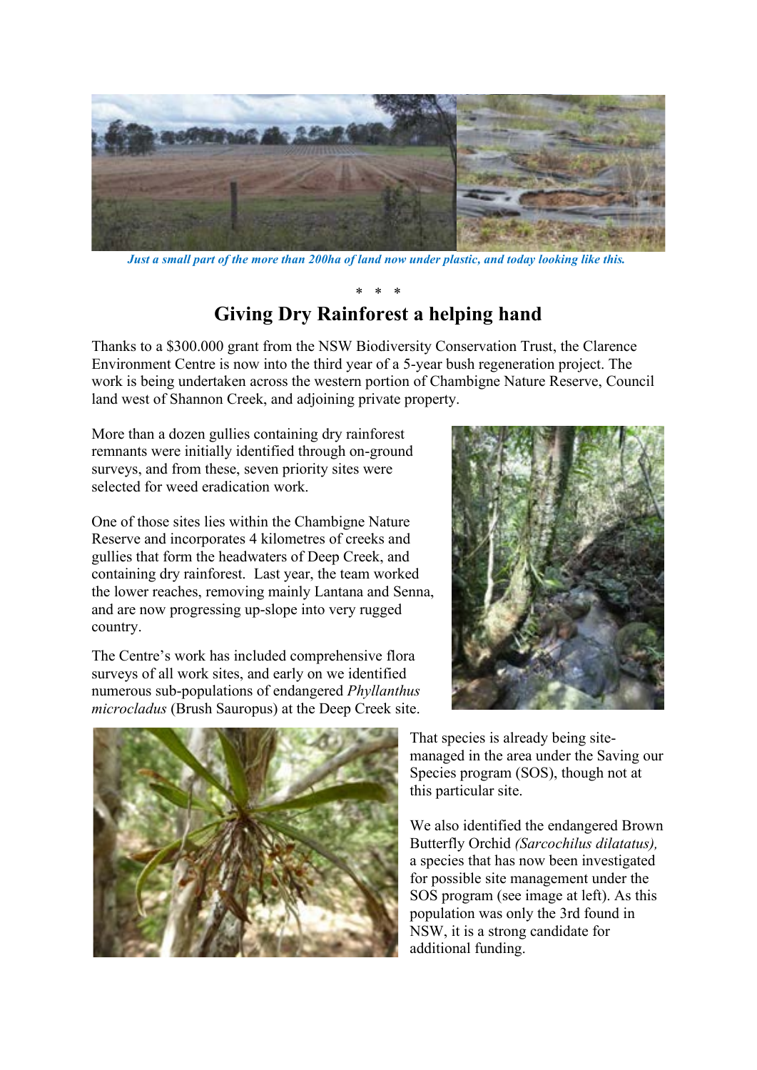*Just a small part of the more than 200ha of land now under plastic, and today looking like this.*

\* \* \*

## Giving Dry Rainforest a helping hand

Thanks to a $300.000 grant from the NSW Biodiversity Conservation Trust, the Clarence Environment Centre is now into the third year of a 5-year bush regeneration project. The work is being undertaken across the western portion of Chambigne Nature Reserve, Council land west of Shannon Creek, and adjoining private property.

More than a dozen gullies containing dry rainforest remnants were initially identified through on-ground surveys, and from these, seven priority sites were selected for weed eradication work.

One of those sites lies within the Chambigne Nature Reserve and incorporates 4 kilometres of creeks and gullies that form the headwaters of Deep Creek, and containing dry rainforest. Last year, the team worked the lower reaches, removing mainly Lantana and Senna, and are now progressing up-slope into very rugged country.

The Centre's work has included comprehensive flora surveys of all work sites, and early on we identified numerous sub-populations of endangered *Phyllanthus microcladus* (Brush Sauropus) at the Deep Creek site.

That species is already being site-managed in the area under the Saving our Species program (SOS), though not at this particular site.

We also identified the endangered Brown Butterfly Orchid *(Sarcochilus dilatatus),* a species that has now been investigated for possible site management under the SOS program (see image at left). As this population was only the 3rd found in NSW, it is a strong candidate for additional funding.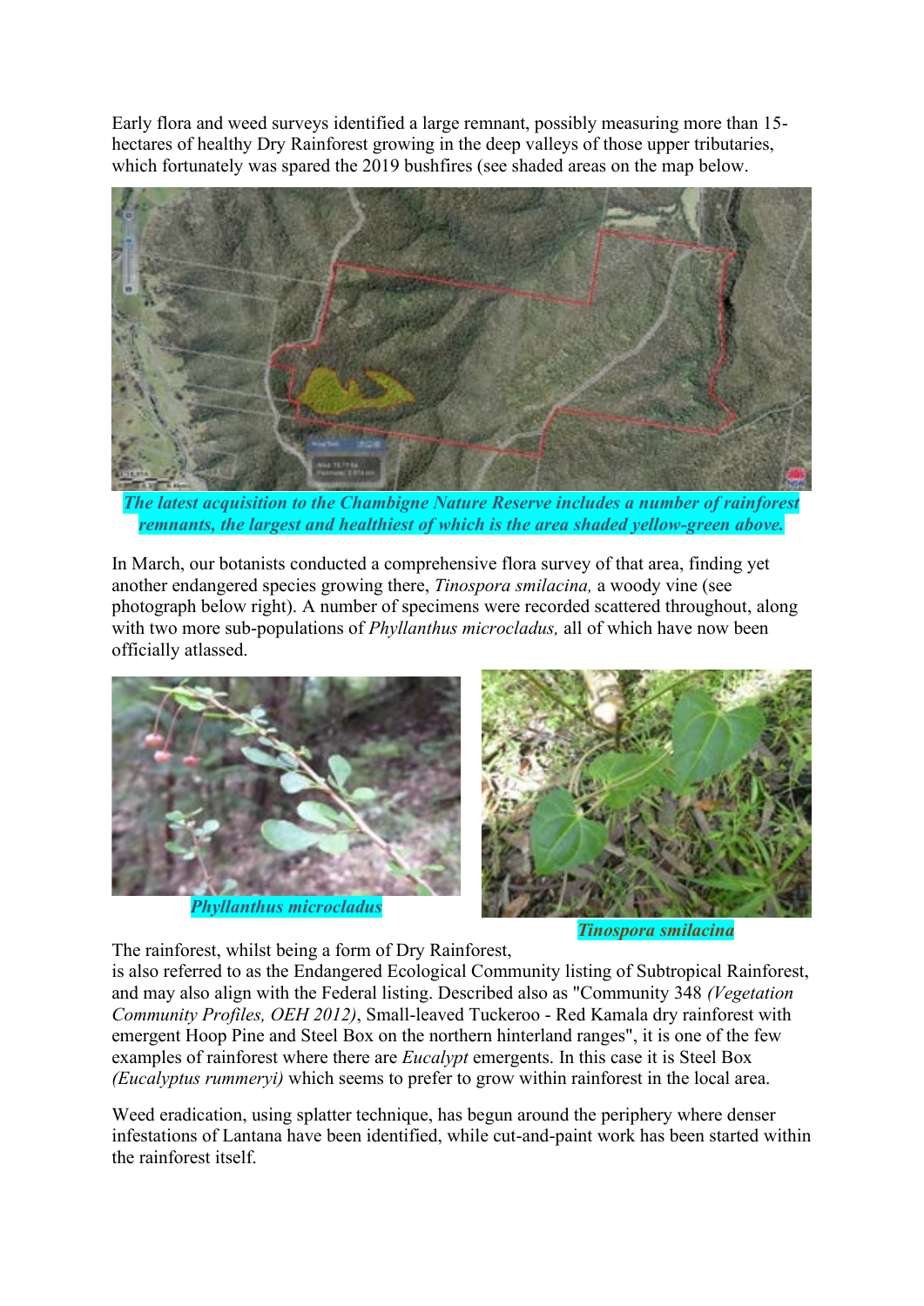Early flora and weed surveys identified a large remnant, possibly measuring more than 15-hectares of healthy Dry Rainforest growing in the deep valleys of those upper tributaries, which fortunately was spared the 2019 bushfires (see shaded areas on the map below.

***The latest acquisition to the Chambigne Nature Reserve includes a number of rainforest remnants, the largest and healthiest of which is the area shaded yellow-green above.***

In March, our botanists conducted a comprehensive flora survey of that area, finding yet another endangered species growing there, *Tinospora smilacina,* a woody vine (see photograph below right). A number of specimens were recorded scattered throughout, along with two more sub-populations of *Phyllanthus microcladus,* all of which have now been officially atlassed.

***Phyllanthus microcladus***

***Tinospora smilacina***

The rainforest, whilst being a form of Dry Rainforest, is also referred to as the Endangered Ecological Community listing of Subtropical Rainforest, and may also align with the Federal listing. Described also as "Community 348 *(Vegetation Community Profiles, OEH 2012)*, Small-leaved Tuckeroo - Red Kamala dry rainforest with emergent Hoop Pine and Steel Box on the northern hinterland ranges", it is one of the few examples of rainforest where there are *Eucalypt* emergents. In this case it is Steel Box *(Eucalyptus rummeryi)* which seems to prefer to grow within rainforest in the local area.

Weed eradication, using splatter technique, has begun around the periphery where denser infestations of Lantana have been identified, while cut-and-paint work has been started within the rainforest itself.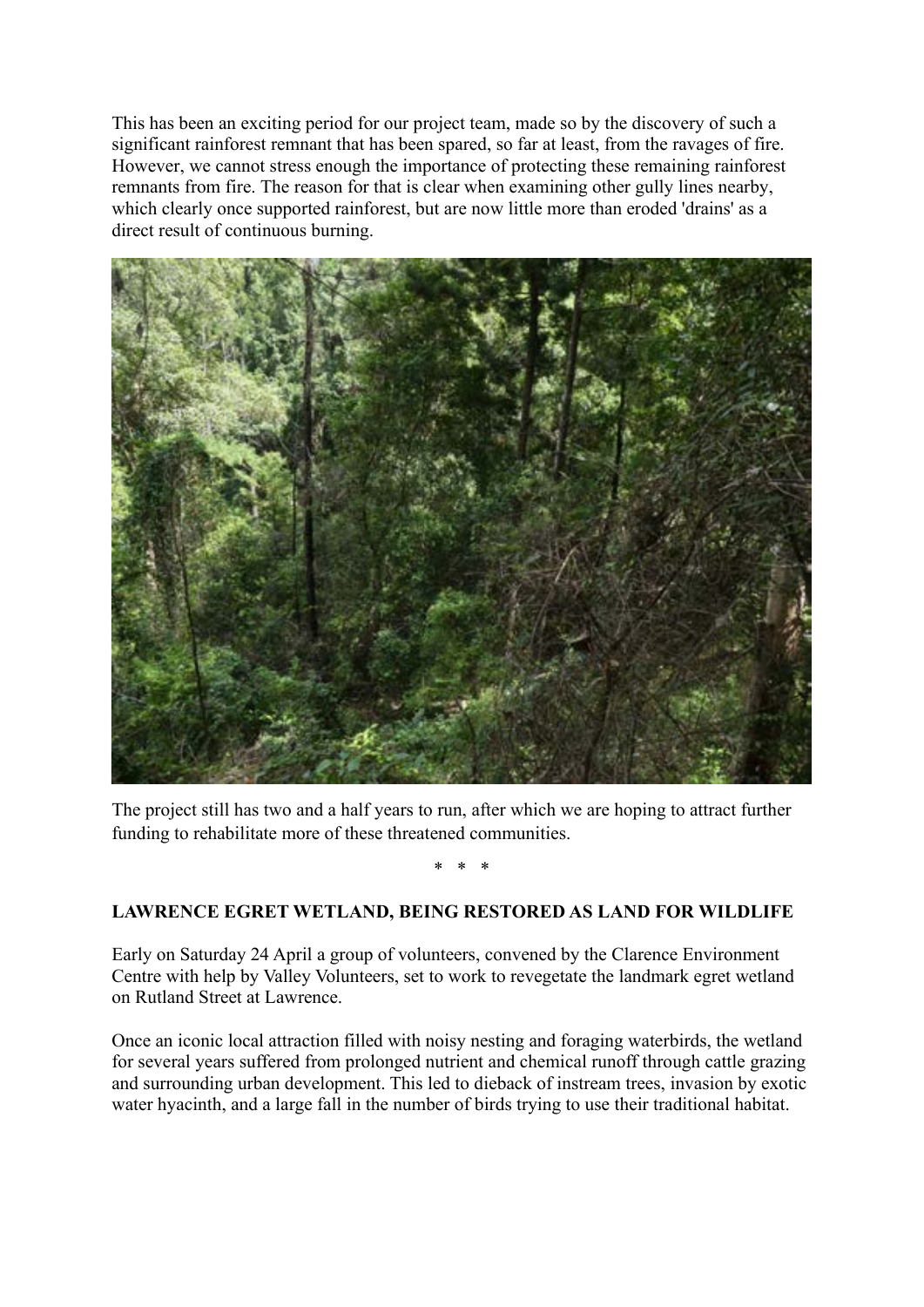This has been an exciting period for our project team, made so by the discovery of such a significant rainforest remnant that has been spared, so far at least, from the ravages of fire. However, we cannot stress enough the importance of protecting these remaining rainforest remnants from fire. The reason for that is clear when examining other gully lines nearby, which clearly once supported rainforest, but are now little more than eroded 'drains' as a direct result of continuous burning.

The project still has two and a half years to run, after which we are hoping to attract further funding to rehabilitate more of these threatened communities.

\* \* \*

**LAWRENCE EGRET WETLAND, BEING RESTORED AS LAND FOR WILDLIFE**

Early on Saturday 24 April a group of volunteers, convened by the Clarence Environment Centre with help by Valley Volunteers, set to work to revegetate the landmark egret wetland on Rutland Street at Lawrence.

Once an iconic local attraction filled with noisy nesting and foraging waterbirds, the wetland for several years suffered from prolonged nutrient and chemical runoff through cattle grazing and surrounding urban development. This led to dieback of instream trees, invasion by exotic water hyacinth, and a large fall in the number of birds trying to use their traditional habitat.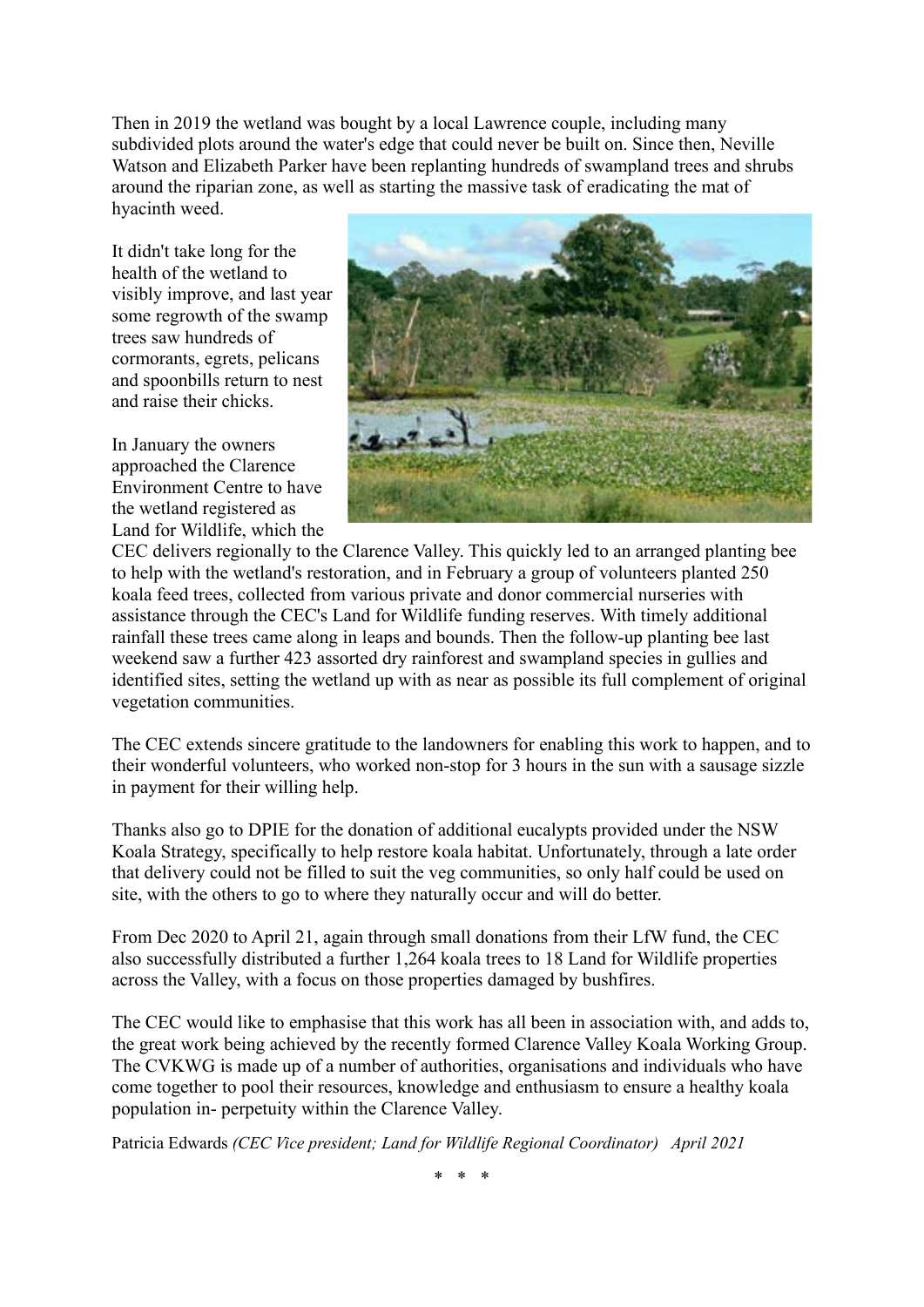Then in 2019 the wetland was bought by a local Lawrence couple, including many subdivided plots around the water's edge that could never be built on. Since then, Neville Watson and Elizabeth Parker have been replanting hundreds of swampland trees and shrubs around the riparian zone, as well as starting the massive task of eradicating the mat of hyacinth weed.

It didn't take long for the health of the wetland to visibly improve, and last year some regrowth of the swamp trees saw hundreds of cormorants, egrets, pelicans and spoonbills return to nest and raise their chicks.

In January the owners approached the Clarence Environment Centre to have the wetland registered as Land for Wildlife, which the CEC delivers regionally to the Clarence Valley. This quickly led to an arranged planting bee to help with the wetland's restoration, and in February a group of volunteers planted 250 koala feed trees, collected from various private and donor commercial nurseries with assistance through the CEC's Land for Wildlife funding reserves. With timely additional rainfall these trees came along in leaps and bounds. Then the follow-up planting bee last weekend saw a further 423 assorted dry rainforest and swampland species in gullies and identified sites, setting the wetland up with as near as possible its full complement of original vegetation communities.

The CEC extends sincere gratitude to the landowners for enabling this work to happen, and to their wonderful volunteers, who worked non-stop for 3 hours in the sun with a sausage sizzle in payment for their willing help.

Thanks also go to DPIE for the donation of additional eucalypts provided under the NSW Koala Strategy, specifically to help restore koala habitat. Unfortunately, through a late order that delivery could not be filled to suit the veg communities, so only half could be used on site, with the others to go to where they naturally occur and will do better.

From Dec 2020 to April 21, again through small donations from their LfW fund, the CEC also successfully distributed a further 1,264 koala trees to 18 Land for Wildlife properties across the Valley, with a focus on those properties damaged by bushfires.

The CEC would like to emphasise that this work has all been in association with, and adds to, the great work being achieved by the recently formed Clarence Valley Koala Working Group. The CVKWG is made up of a number of authorities, organisations and individuals who have come together to pool their resources, knowledge and enthusiasm to ensure a healthy koala population in- perpetuity within the Clarence Valley.

Patricia Edwards *(CEC Vice president; Land for Wildlife Regional Coordinator) April 2021*

\* \* \*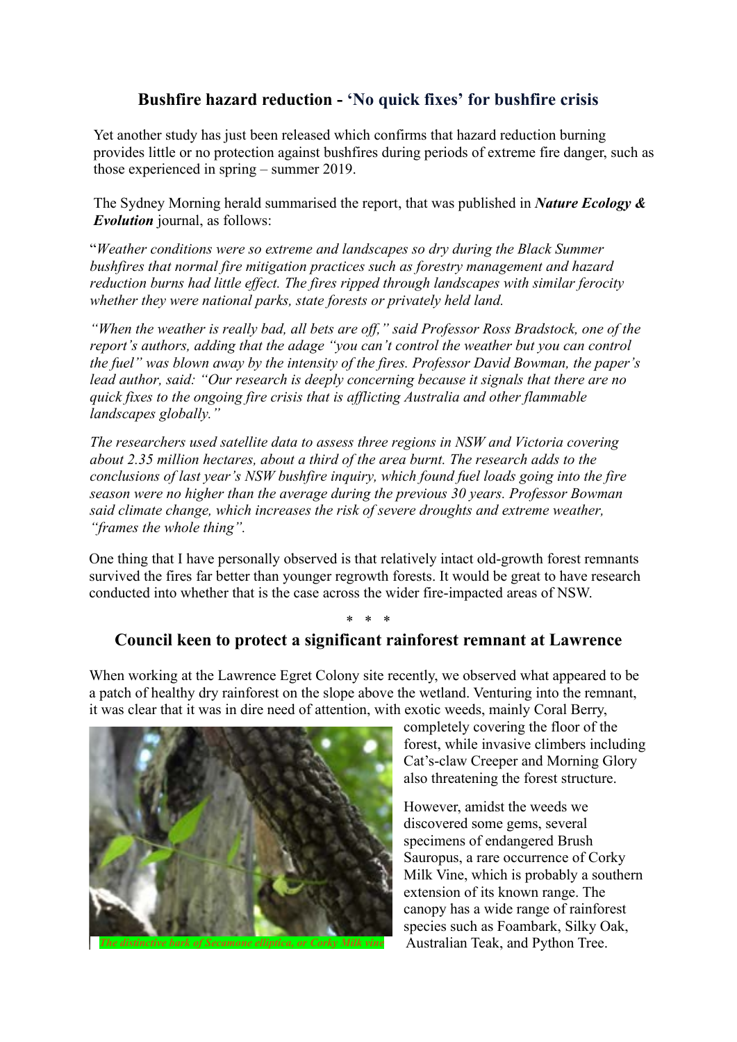## Bushfire hazard reduction - 'No quick fixes' for bushfire crisis

Yet another study has just been released which confirms that hazard reduction burning provides little or no protection against bushfires during periods of extreme fire danger, such as those experienced in spring – summer 2019.

The Sydney Morning herald summarised the report, that was published in ***Nature Ecology & Evolution*** journal, as follows:

"*Weather conditions were so extreme and landscapes so dry during the Black Summer bushfires that normal fire mitigation practices such as forestry management and hazard reduction burns had little effect. The fires ripped through landscapes with similar ferocity whether they were national parks, state forests or privately held land.*

*"When the weather is really bad, all bets are off," said Professor Ross Bradstock, one of the report's authors, adding that the adage "you can't control the weather but you can control the fuel" was blown away by the intensity of the fires. Professor David Bowman, the paper's lead author, said: "Our research is deeply concerning because it signals that there are no quick fixes to the ongoing fire crisis that is afflicting Australia and other flammable landscapes globally."*

*The researchers used satellite data to assess three regions in NSW and Victoria covering about 2.35 million hectares, about a third of the area burnt. The research adds to the conclusions of last year's NSW bushfire inquiry, which found fuel loads going into the fire season were no higher than the average during the previous 30 years. Professor Bowman said climate change, which increases the risk of severe droughts and extreme weather, "frames the whole thing".*

One thing that I have personally observed is that relatively intact old-growth forest remnants survived the fires far better than younger regrowth forests. It would be great to have research conducted into whether that is the case across the wider fire-impacted areas of NSW.

\* \* \*

## Council keen to protect a significant rainforest remnant at Lawrence

When working at the Lawrence Egret Colony site recently, we observed what appeared to be a patch of healthy dry rainforest on the slope above the wetland. Venturing into the remnant, it was clear that it was in dire need of attention, with exotic weeds, mainly Coral Berry, completely covering the floor of the forest, while invasive climbers including Cat's-claw Creeper and Morning Glory also threatening the forest structure.

*The distinctive bark of Secamone elliptica, or Corky Milk vine*

However, amidst the weeds we discovered some gems, several specimens of endangered Brush Sauropus, a rare occurrence of Corky Milk Vine, which is probably a southern extension of its known range. The canopy has a wide range of rainforest species such as Foambark, Silky Oak, Australian Teak, and Python Tree.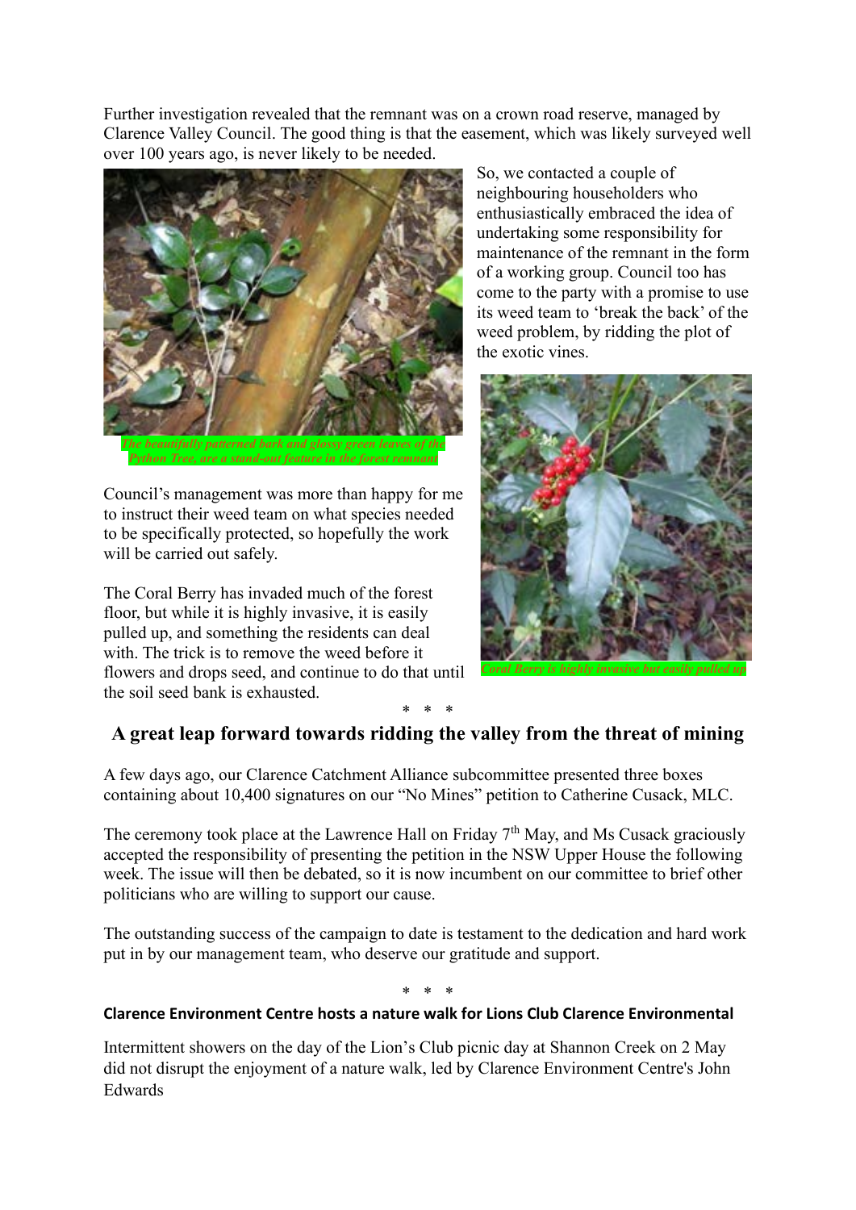Further investigation revealed that the remnant was on a crown road reserve, managed by Clarence Valley Council. The good thing is that the easement, which was likely surveyed well over 100 years ago, is never likely to be needed.

*The beautifully patterned bark and glossy green leaves of the Python Tree, are a stand-out feature in the forest remnant*

So, we contacted a couple of neighbouring householders who enthusiastically embraced the idea of undertaking some responsibility for maintenance of the remnant in the form of a working group. Council too has come to the party with a promise to use its weed team to 'break the back' of the weed problem, by ridding the plot of the exotic vines.

Council's management was more than happy for me to instruct their weed team on what species needed to be specifically protected, so hopefully the work will be carried out safely.

The Coral Berry has invaded much of the forest floor, but while it is highly invasive, it is easily pulled up, and something the residents can deal with. The trick is to remove the weed before it flowers and drops seed, and continue to do that until the soil seed bank is exhausted.

*Coral Berry is highly invasive but easily pulled up*

\* \* \*

## A great leap forward towards ridding the valley from the threat of mining

A few days ago, our Clarence Catchment Alliance subcommittee presented three boxes containing about 10,400 signatures on our "No Mines" petition to Catherine Cusack, MLC.

The ceremony took place at the Lawrence Hall on Friday 7th May, and Ms Cusack graciously accepted the responsibility of presenting the petition in the NSW Upper House the following week. The issue will then be debated, so it is now incumbent on our committee to brief other politicians who are willing to support our cause.

The outstanding success of the campaign to date is testament to the dedication and hard work put in by our management team, who deserve our gratitude and support.

\* \* \*

### Clarence Environment Centre hosts a nature walk for Lions Club Clarence Environmental

Intermittent showers on the day of the Lion's Club picnic day at Shannon Creek on 2 May did not disrupt the enjoyment of a nature walk, led by Clarence Environment Centre's John Edwards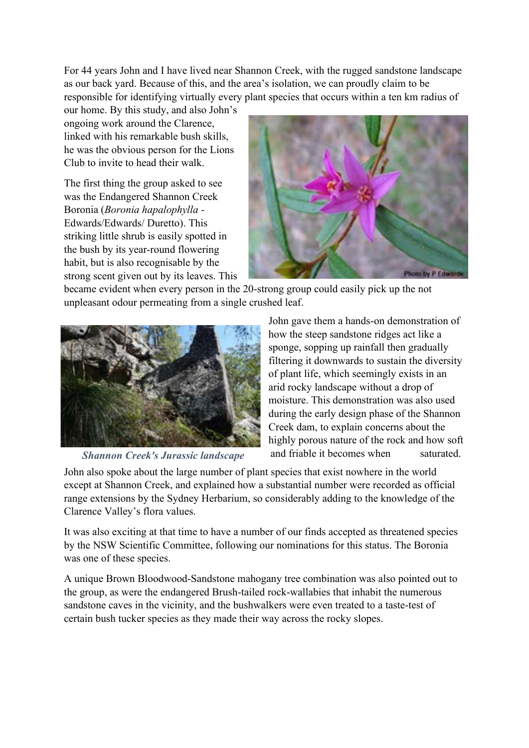For 44 years John and I have lived near Shannon Creek, with the rugged sandstone landscape as our back yard. Because of this, and the area's isolation, we can proudly claim to be responsible for identifying virtually every plant species that occurs within a ten km radius of our home. By this study, and also John's ongoing work around the Clarence, linked with his remarkable bush skills, he was the obvious person for the Lions Club to invite to head their walk.

The first thing the group asked to see was the Endangered Shannon Creek Boronia (*Boronia hapalophylla* - Edwards/Edwards/ Duretto). This striking little shrub is easily spotted in the bush by its year-round flowering habit, but is also recognisable by the strong scent given out by its leaves. This became evident when every person in the 20-strong group could easily pick up the not unpleasant odour permeating from a single crushed leaf.

Photo by P Edwards

John gave them a hands-on demonstration of how the steep sandstone ridges act like a sponge, sopping up rainfall then gradually filtering it downwards to sustain the diversity of plant life, which seemingly exists in an arid rocky landscape without a drop of moisture. This demonstration was also used during the early design phase of the Shannon Creek dam, to explain concerns about the highly porous nature of the rock and how soft and friable it becomes when saturated.

***Shannon Creek's Jurassic landscape***

John also spoke about the large number of plant species that exist nowhere in the world except at Shannon Creek, and explained how a substantial number were recorded as official range extensions by the Sydney Herbarium, so considerably adding to the knowledge of the Clarence Valley's flora values.

It was also exciting at that time to have a number of our finds accepted as threatened species by the NSW Scientific Committee, following our nominations for this status. The Boronia was one of these species.

A unique Brown Bloodwood-Sandstone mahogany tree combination was also pointed out to the group, as were the endangered Brush-tailed rock-wallabies that inhabit the numerous sandstone caves in the vicinity, and the bushwalkers were even treated to a taste-test of certain bush tucker species as they made their way across the rocky slopes.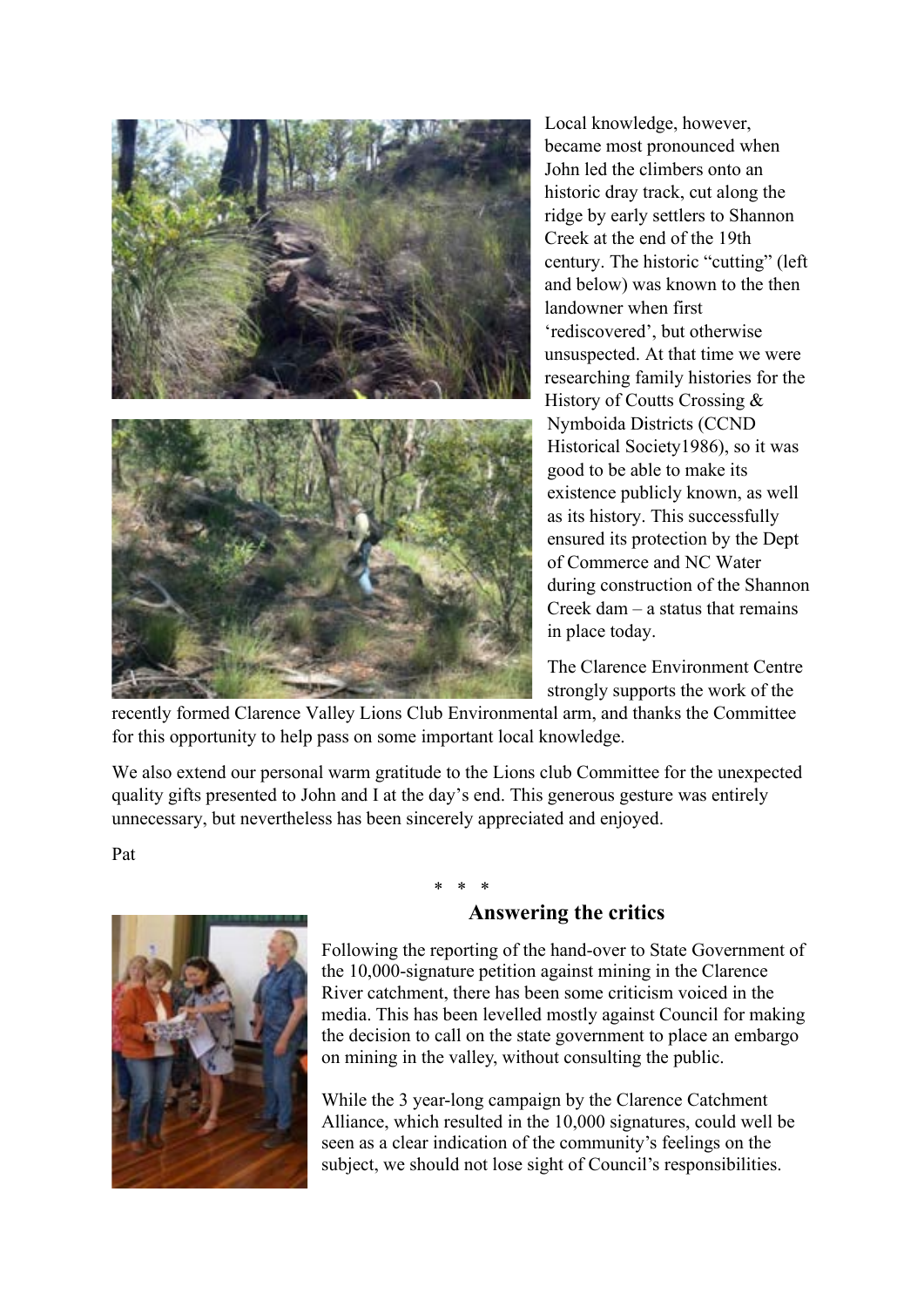Local knowledge, however, became most pronounced when John led the climbers onto an historic dray track, cut along the ridge by early settlers to Shannon Creek at the end of the 19th century. The historic "cutting" (left and below) was known to the then landowner when first 'rediscovered', but otherwise unsuspected. At that time we were researching family histories for the History of Coutts Crossing & Nymboida Districts (CCND Historical Society1986), so it was good to be able to make its existence publicly known, as well as its history. This successfully ensured its protection by the Dept of Commerce and NC Water during construction of the Shannon Creek dam – a status that remains in place today.

The Clarence Environment Centre strongly supports the work of the recently formed Clarence Valley Lions Club Environmental arm, and thanks the Committee for this opportunity to help pass on some important local knowledge.

We also extend our personal warm gratitude to the Lions club Committee for the unexpected quality gifts presented to John and I at the day's end. This generous gesture was entirely unnecessary, but nevertheless has been sincerely appreciated and enjoyed.

Pat

\* \* \*

## Answering the critics

Following the reporting of the hand-over to State Government of the 10,000-signature petition against mining in the Clarence River catchment, there has been some criticism voiced in the media. This has been levelled mostly against Council for making the decision to call on the state government to place an embargo on mining in the valley, without consulting the public.

While the 3 year-long campaign by the Clarence Catchment Alliance, which resulted in the 10,000 signatures, could well be seen as a clear indication of the community's feelings on the subject, we should not lose sight of Council's responsibilities.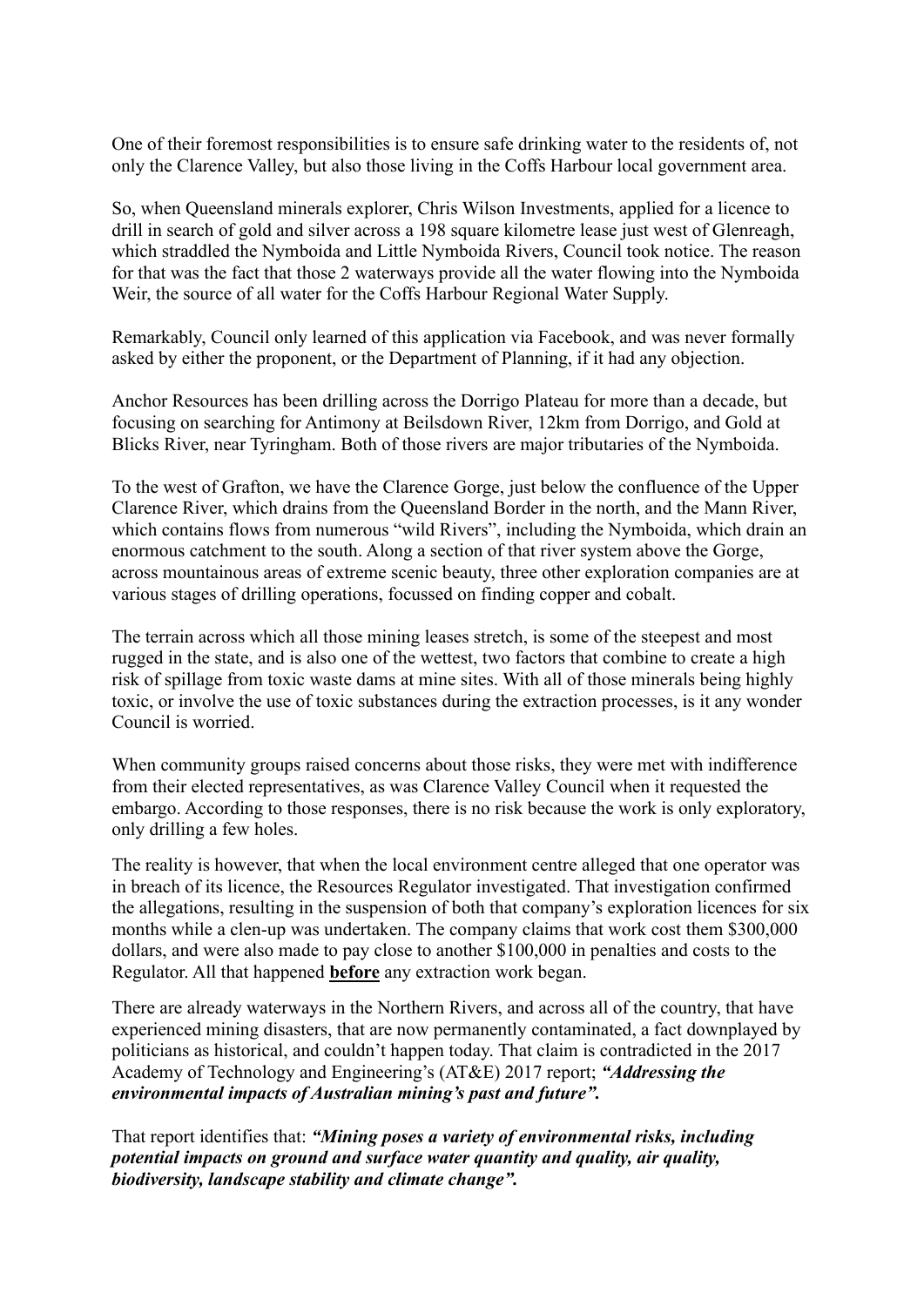One of their foremost responsibilities is to ensure safe drinking water to the residents of, not only the Clarence Valley, but also those living in the Coffs Harbour local government area.

So, when Queensland minerals explorer, Chris Wilson Investments, applied for a licence to drill in search of gold and silver across a 198 square kilometre lease just west of Glenreagh, which straddled the Nymboida and Little Nymboida Rivers, Council took notice. The reason for that was the fact that those 2 waterways provide all the water flowing into the Nymboida Weir, the source of all water for the Coffs Harbour Regional Water Supply.

Remarkably, Council only learned of this application via Facebook, and was never formally asked by either the proponent, or the Department of Planning, if it had any objection.

Anchor Resources has been drilling across the Dorrigo Plateau for more than a decade, but focusing on searching for Antimony at Beilsdown River, 12km from Dorrigo, and Gold at Blicks River, near Tyringham. Both of those rivers are major tributaries of the Nymboida.

To the west of Grafton, we have the Clarence Gorge, just below the confluence of the Upper Clarence River, which drains from the Queensland Border in the north, and the Mann River, which contains flows from numerous "wild Rivers", including the Nymboida, which drain an enormous catchment to the south. Along a section of that river system above the Gorge, across mountainous areas of extreme scenic beauty, three other exploration companies are at various stages of drilling operations, focussed on finding copper and cobalt.

The terrain across which all those mining leases stretch, is some of the steepest and most rugged in the state, and is also one of the wettest, two factors that combine to create a high risk of spillage from toxic waste dams at mine sites. With all of those minerals being highly toxic, or involve the use of toxic substances during the extraction processes, is it any wonder Council is worried.

When community groups raised concerns about those risks, they were met with indifference from their elected representatives, as was Clarence Valley Council when it requested the embargo. According to those responses, there is no risk because the work is only exploratory, only drilling a few holes.

The reality is however, that when the local environment centre alleged that one operator was in breach of its licence, the Resources Regulator investigated. That investigation confirmed the allegations, resulting in the suspension of both that company's exploration licences for six months while a clen-up was undertaken. The company claims that work cost them \$300,000 dollars, and were also made to pay close to another \$100,000 in penalties and costs to the Regulator. All that happened <u>**before**</u> any extraction work began.

There are already waterways in the Northern Rivers, and across all of the country, that have experienced mining disasters, that are now permanently contaminated, a fact downplayed by politicians as historical, and couldn't happen today. That claim is contradicted in the 2017 Academy of Technology and Engineering's (AT&E) 2017 report; ***"Addressing the environmental impacts of Australian mining's past and future".***

That report identifies that: ***"Mining poses a variety of environmental risks, including potential impacts on ground and surface water quantity and quality, air quality, biodiversity, landscape stability and climate change".***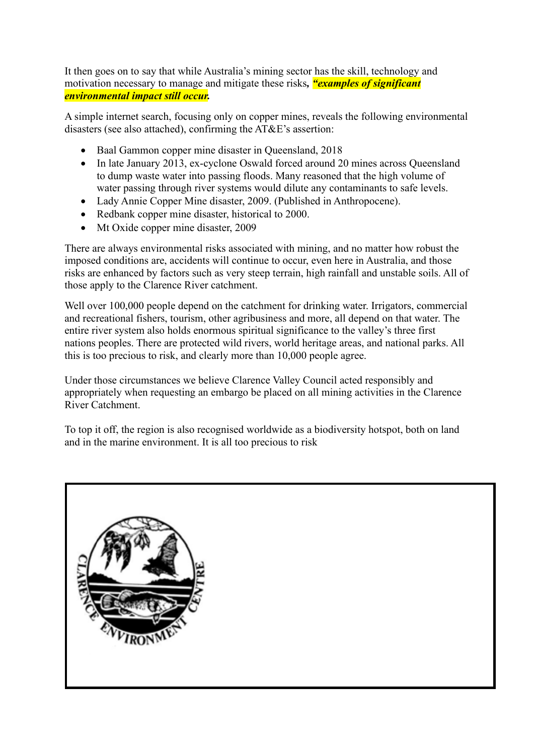It then goes on to say that while Australia's mining sector has the skill, technology and motivation necessary to manage and mitigate these risks, ***"examples of significant environmental impact still occur.***

A simple internet search, focusing only on copper mines, reveals the following environmental disasters (see also attached), confirming the AT&E's assertion:

- Baal Gammon copper mine disaster in Queensland, 2018
- In late January 2013, ex-cyclone Oswald forced around 20 mines across Queensland to dump waste water into passing floods. Many reasoned that the high volume of water passing through river systems would dilute any contaminants to safe levels.
- Lady Annie Copper Mine disaster, 2009. (Published in Anthropocene).
- Redbank copper mine disaster, historical to 2000.
- Mt Oxide copper mine disaster, 2009

There are always environmental risks associated with mining, and no matter how robust the imposed conditions are, accidents will continue to occur, even here in Australia, and those risks are enhanced by factors such as very steep terrain, high rainfall and unstable soils. All of those apply to the Clarence River catchment.

Well over 100,000 people depend on the catchment for drinking water. Irrigators, commercial and recreational fishers, tourism, other agribusiness and more, all depend on that water. The entire river system also holds enormous spiritual significance to the valley's three first nations peoples. There are protected wild rivers, world heritage areas, and national parks. All this is too precious to risk, and clearly more than 10,000 people agree.

Under those circumstances we believe Clarence Valley Council acted responsibly and appropriately when requesting an embargo be placed on all mining activities in the Clarence River Catchment.

To top it off, the region is also recognised worldwide as a biodiversity hotspot, both on land and in the marine environment. It is all too precious to risk

CLARENCE ENVIRONMENT CENTRE